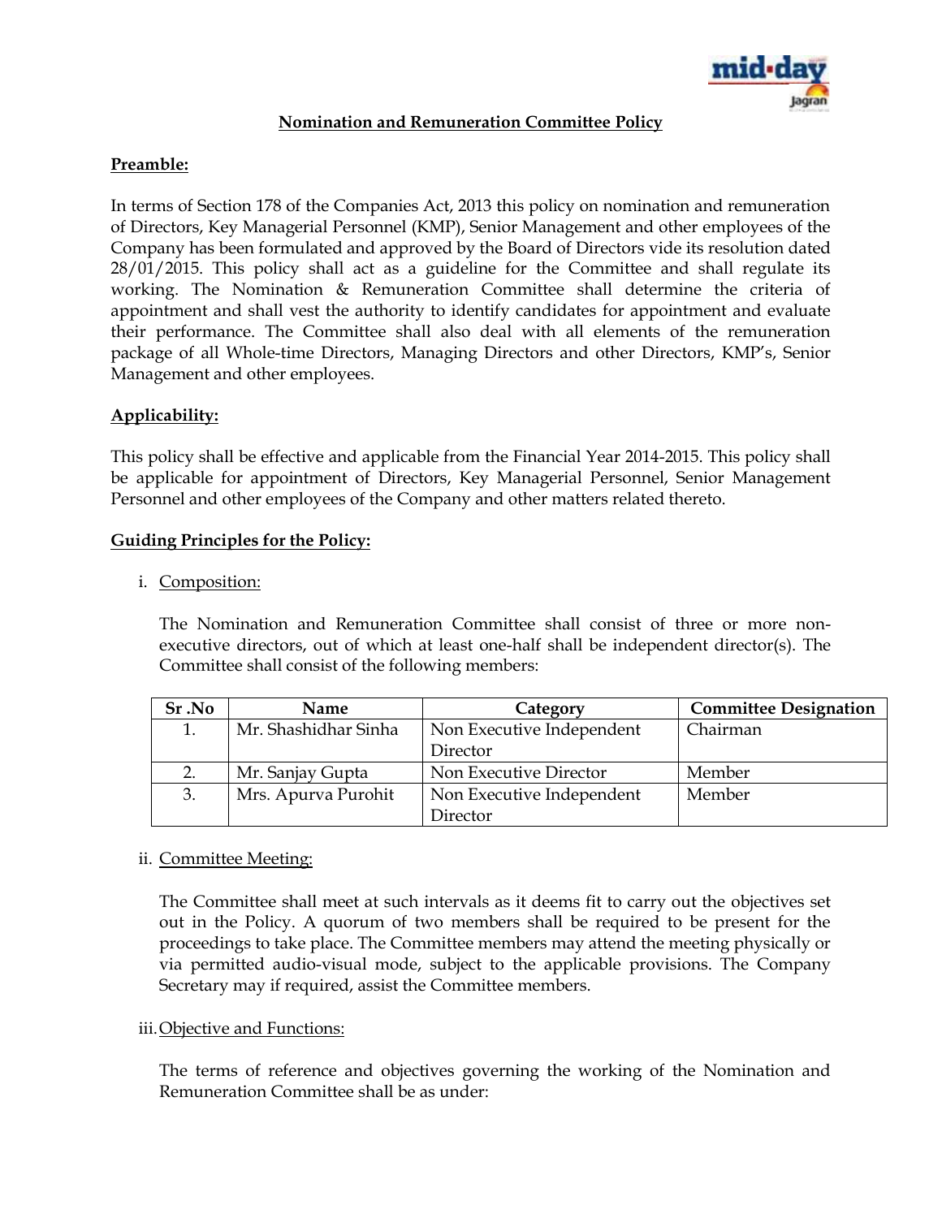# Nomination and Remuneration Committee Policy

## Preamble:

In terms of Section 178 of the Companies Act, 2013 this policy on nomination and remuneration of Directors, Key Managerial Personnel (KMP), Senior Management and other employees of the Company has been formulated and approved by the Board of Directors vide its resolution dated 28/01/2015. This policy shall act as a guideline for the Committee and shall regulate its working. The Nomination & Remuneration Committee shall determine the criteria of appointment and shall vest the authority to identify candidates for appointment and evaluate their performance. The Committee shall also deal with all elements of the remuneration package of all Whole-time Directors, Managing Directors and other Directors, KMP's, Senior Management and other employees.

## Applicability:

This policy shall be effective and applicable from the Financial Year 2014-2015. This policy shall be applicable for appointment of Directors, Key Managerial Personnel, Senior Management Personnel and other employees of the Company and other matters related thereto.

## Guiding Principles for the Policy:

i. Composition:

The Nomination and Remuneration Committee shall consist of three or more non-executive directors, out of which at least one-half shall be independent director(s). The Committee shall consist of the following members:

| Sr .No | Name | Category | Committee Designation |
|---|---|---|---|
| 1. | Mr. Shashidhar Sinha | Non Executive Independent Director | Chairman |
| 2. | Mr. Sanjay Gupta | Non Executive Director | Member |
| 3. | Mrs. Apurva Purohit | Non Executive Independent Director | Member |

ii. Committee Meeting:

The Committee shall meet at such intervals as it deems fit to carry out the objectives set out in the Policy. A quorum of two members shall be required to be present for the proceedings to take place. The Committee members may attend the meeting physically or via permitted audio-visual mode, subject to the applicable provisions. The Company Secretary may if required, assist the Committee members.

iii. Objective and Functions:

The terms of reference and objectives governing the working of the Nomination and Remuneration Committee shall be as under: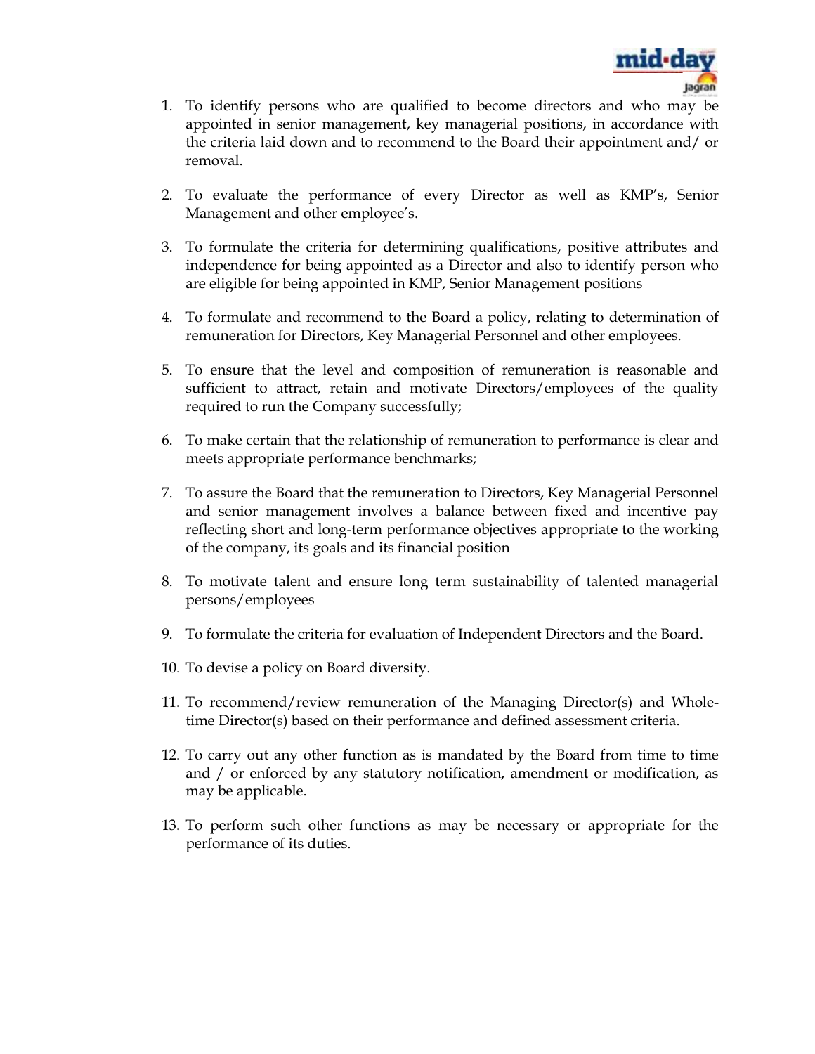1. To identify persons who are qualified to become directors and who may be appointed in senior management, key managerial positions, in accordance with the criteria laid down and to recommend to the Board their appointment and/ or removal.

2. To evaluate the performance of every Director as well as KMP's, Senior Management and other employee's.

3. To formulate the criteria for determining qualifications, positive attributes and independence for being appointed as a Director and also to identify person who are eligible for being appointed in KMP, Senior Management positions

4. To formulate and recommend to the Board a policy, relating to determination of remuneration for Directors, Key Managerial Personnel and other employees.

5. To ensure that the level and composition of remuneration is reasonable and sufficient to attract, retain and motivate Directors/employees of the quality required to run the Company successfully;

6. To make certain that the relationship of remuneration to performance is clear and meets appropriate performance benchmarks;

7. To assure the Board that the remuneration to Directors, Key Managerial Personnel and senior management involves a balance between fixed and incentive pay reflecting short and long-term performance objectives appropriate to the working of the company, its goals and its financial position

8. To motivate talent and ensure long term sustainability of talented managerial persons/employees

9. To formulate the criteria for evaluation of Independent Directors and the Board.

10. To devise a policy on Board diversity.

11. To recommend/review remuneration of the Managing Director(s) and Whole-time Director(s) based on their performance and defined assessment criteria.

12. To carry out any other function as is mandated by the Board from time to time and / or enforced by any statutory notification, amendment or modification, as may be applicable.

13. To perform such other functions as may be necessary or appropriate for the performance of its duties.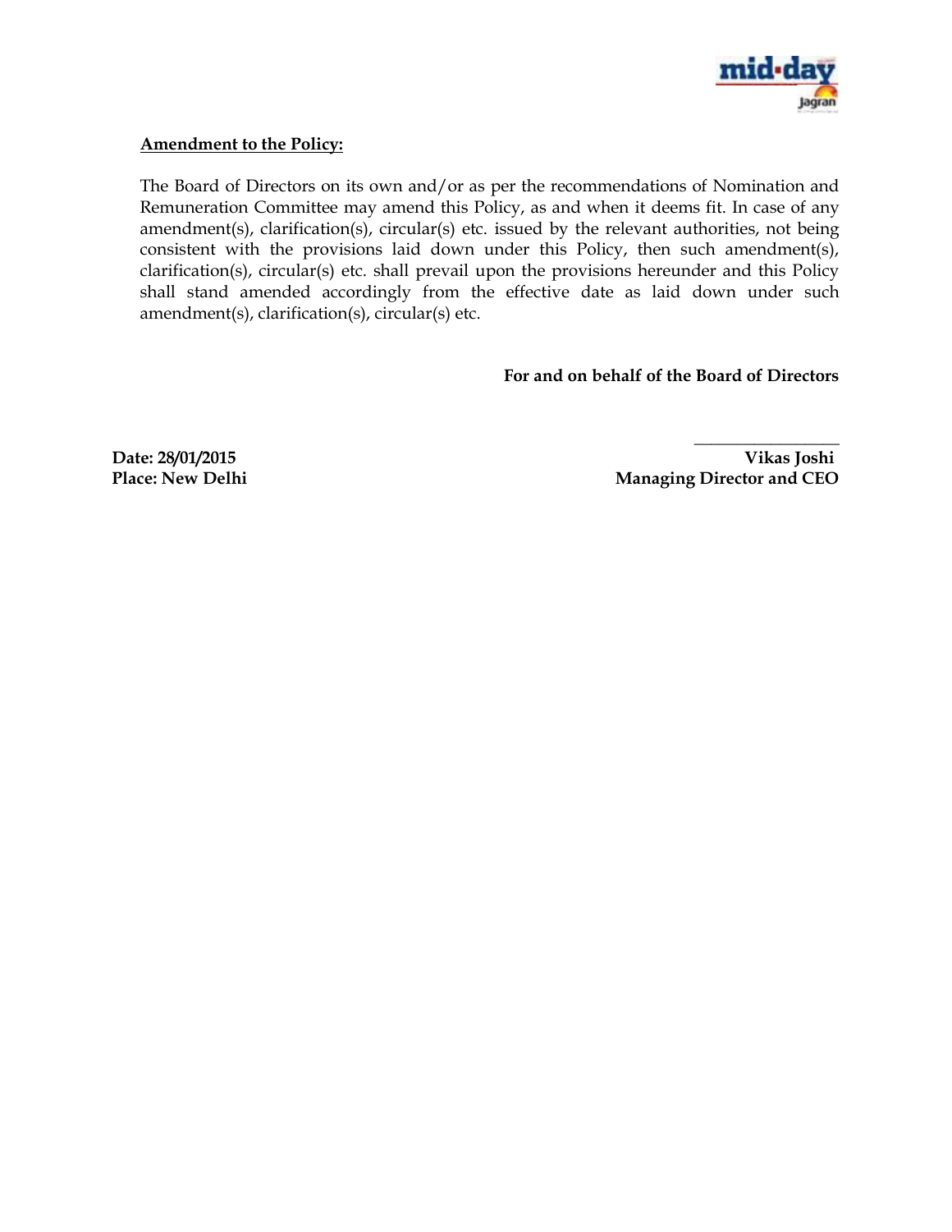**Amendment to the Policy:**

The Board of Directors on its own and/or as per the recommendations of Nomination and Remuneration Committee may amend this Policy, as and when it deems fit. In case of any amendment(s), clarification(s), circular(s) etc. issued by the relevant authorities, not being consistent with the provisions laid down under this Policy, then such amendment(s), clarification(s), circular(s) etc. shall prevail upon the provisions hereunder and this Policy shall stand amended accordingly from the effective date as laid down under such amendment(s), clarification(s), circular(s) etc.

**For and on behalf of the Board of Directors**

\_\_\_\_\_\_\_\_\_\_\_\_\_\_\_\_\_

**Date: 28/01/2015** **Vikas Joshi**

**Place: New Delhi** **Managing Director and CEO**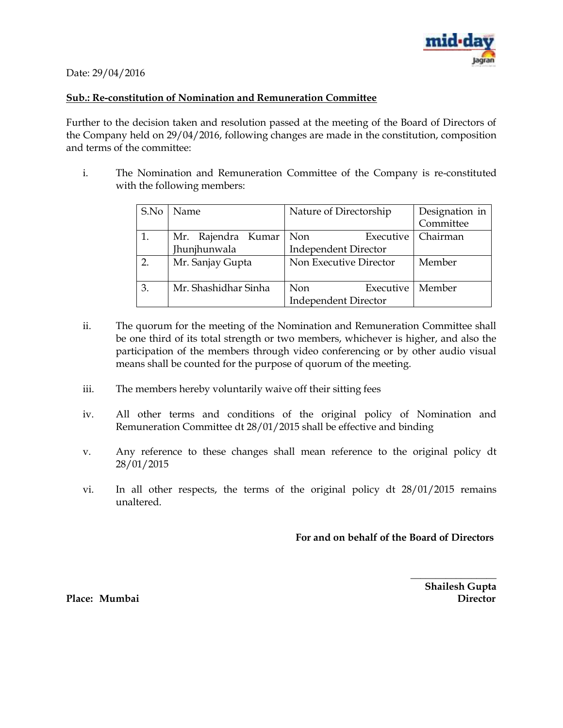Date: 29/04/2016

**<u>Sub.: Re-constitution of Nomination and Remuneration Committee</u>**

Further to the decision taken and resolution passed at the meeting of the Board of Directors of the Company held on 29/04/2016, following changes are made in the constitution, composition and terms of the committee:

i. The Nomination and Remuneration Committee of the Company is re-constituted with the following members:

| S.No | Name | Nature of Directorship | Designation in Committee |
|---|---|---|---|
| 1. | Mr. Rajendra Kumar Jhunjhunwala | Non Executive Independent Director | Chairman |
| 2. | Mr. Sanjay Gupta | Non Executive Director | Member |
| 3. | Mr. Shashidhar Sinha | Non Executive Independent Director | Member |

ii. The quorum for the meeting of the Nomination and Remuneration Committee shall be one third of its total strength or two members, whichever is higher, and also the participation of the members through video conferencing or by other audio visual means shall be counted for the purpose of quorum of the meeting.

iii. The members hereby voluntarily waive off their sitting fees

iv. All other terms and conditions of the original policy of Nomination and Remuneration Committee dt 28/01/2015 shall be effective and binding

v. Any reference to these changes shall mean reference to the original policy dt 28/01/2015

vi. In all other respects, the terms of the original policy dt 28/01/2015 remains unaltered.

**For and on behalf of the Board of Directors**

**Shailesh Gupta**
**Director**

**Place: Mumbai**